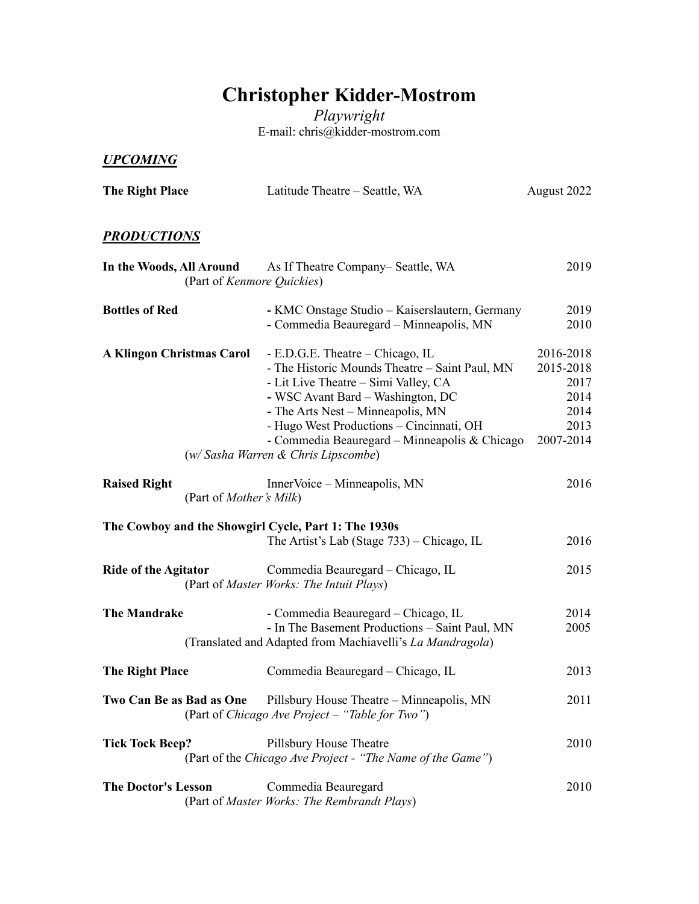# Christopher Kidder-Mostrom

*Playwright*

E-mail: chris@kidder-mostrom.com

## ***UPCOMING***

| | | |
|---|---|---|
| **The Right Place** | Latitude Theatre – Seattle, WA | August 2022 |

## ***PRODUCTIONS***

| | | |
|---|---|---|
| **In the Woods, All Around** | As If Theatre Company– Seattle, WA | 2019 |
| (Part of *Kenmore Quickies*) | | |
| **Bottles of Red** | - KMC Onstage Studio – Kaiserslautern, Germany | 2019 |
| | - Commedia Beauregard – Minneapolis, MN | 2010 |
| **A Klingon Christmas Carol** | - E.D.G.E. Theatre – Chicago, IL | 2016-2018 |
| | - The Historic Mounds Theatre – Saint Paul, MN | 2015-2018 |
| | - Lit Live Theatre – Simi Valley, CA | 2017 |
| | - WSC Avant Bard – Washington, DC | 2014 |
| | - The Arts Nest – Minneapolis, MN | 2014 |
| | - Hugo West Productions – Cincinnati, OH | 2013 |
| | - Commedia Beauregard – Minneapolis & Chicago | 2007-2014 |
| | (*w/ Sasha Warren & Chris Lipscombe*) | |
| **Raised Right** | InnerVoice – Minneapolis, MN | 2016 |
| (Part of *Mother's Milk*) | | |
| **The Cowboy and the Showgirl Cycle, Part 1: The 1930s** | | |
| | The Artist's Lab (Stage 733) – Chicago, IL | 2016 |
| **Ride of the Agitator** | Commedia Beauregard – Chicago, IL | 2015 |
| (Part of *Master Works: The Intuit Plays*) | | |
| **The Mandrake** | - Commedia Beauregard – Chicago, IL | 2014 |
| | - In The Basement Productions – Saint Paul, MN | 2005 |
| | (Translated and Adapted from Machiavelli's *La Mandragola*) | |
| **The Right Place** | Commedia Beauregard – Chicago, IL | 2013 |
| **Two Can Be as Bad as One** | Pillsbury House Theatre – Minneapolis, MN | 2011 |
| (Part of *Chicago Ave Project – "Table for Two"*) | | |
| **Tick Tock Beep?** | Pillsbury House Theatre | 2010 |
| (Part of the *Chicago Ave Project - "The Name of the Game"*) | | |
| **The Doctor's Lesson** | Commedia Beauregard | 2010 |
| (Part of *Master Works: The Rembrandt Plays*) | | |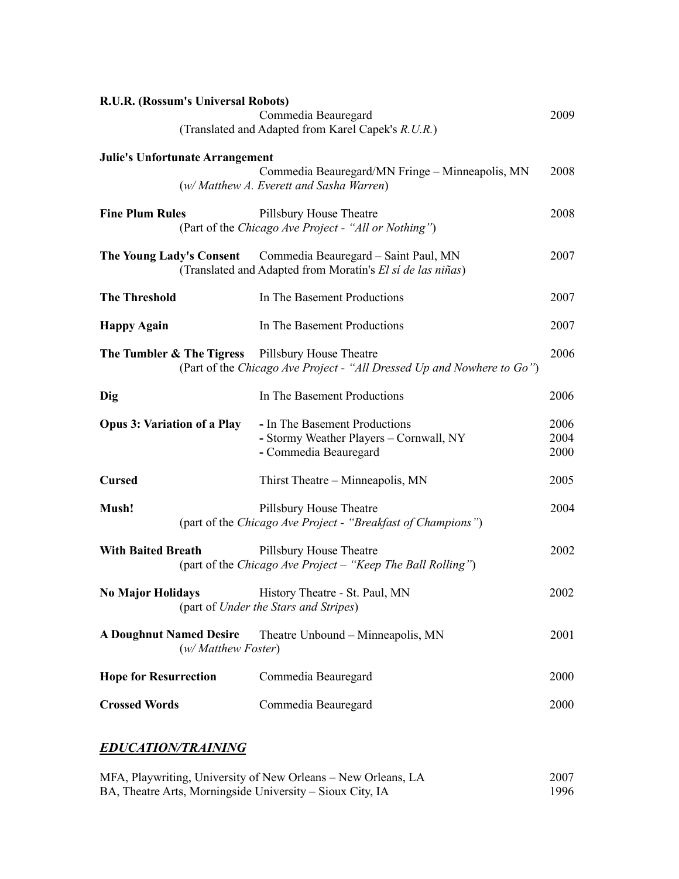**R.U.R. (Rossum's Universal Robots)**
Commedia Beauregard — 2009
(Translated and Adapted from Karel Capek's *R.U.R.*)

**Julie's Unfortunate Arrangement**
Commedia Beauregard/MN Fringe – Minneapolis, MN — 2008
(*w/ Matthew A. Everett and Sasha Warren*)

**Fine Plum Rules** — Pillsbury House Theatre — 2008
(Part of the *Chicago Ave Project - "All or Nothing"*)

**The Young Lady's Consent** — Commedia Beauregard – Saint Paul, MN — 2007
(Translated and Adapted from Moratín's *El sí de las niñas*)

**The Threshold** — In The Basement Productions — 2007

**Happy Again** — In The Basement Productions — 2007

**The Tumbler & The Tigress** — Pillsbury House Theatre — 2006
(Part of the *Chicago Ave Project - "All Dressed Up and Nowhere to Go"*)

**Dig** — In The Basement Productions — 2006

**Opus 3: Variation of a Play**
- In The Basement Productions — 2006
- Stormy Weather Players – Cornwall, NY — 2004
- Commedia Beauregard — 2000

**Cursed** — Thirst Theatre – Minneapolis, MN — 2005

**Mush!** — Pillsbury House Theatre — 2004
(part of the *Chicago Ave Project - "Breakfast of Champions"*)

**With Baited Breath** — Pillsbury House Theatre — 2002
(part of the *Chicago Ave Project – "Keep The Ball Rolling"*)

**No Major Holidays** — History Theatre - St. Paul, MN — 2002
(part of *Under the Stars and Stripes*)

**A Doughnut Named Desire** — Theatre Unbound – Minneapolis, MN — 2001
(*w/ Matthew Foster*)

**Hope for Resurrection** — Commedia Beauregard — 2000

**Crossed Words** — Commedia Beauregard — 2000

## ***EDUCATION/TRAINING***

MFA, Playwriting, University of New Orleans – New Orleans, LA — 2007
BA, Theatre Arts, Morningside University – Sioux City, IA — 1996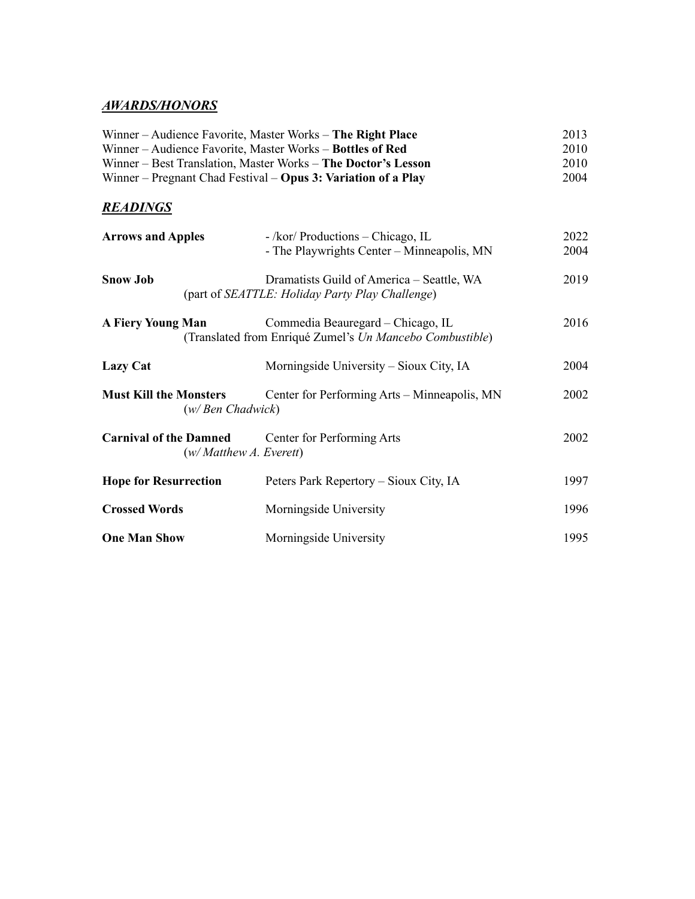## ***AWARDS/HONORS***

| | |
|---|---|
| Winner – Audience Favorite, Master Works – **The Right Place** | 2013 |
| Winner – Audience Favorite, Master Works – **Bottles of Red** | 2010 |
| Winner – Best Translation, Master Works – **The Doctor's Lesson** | 2010 |
| Winner – Pregnant Chad Festival – **Opus 3: Variation of a Play** | 2004 |

## ***READINGS***

| | | |
|---|---|---|
| **Arrows and Apples** | - /kor/ Productions – Chicago, IL | 2022 |
| | - The Playwrights Center – Minneapolis, MN | 2004 |
| **Snow Job** | Dramatists Guild of America – Seattle, WA (part of *SEATTLE: Holiday Party Play Challenge*) | 2019 |
| **A Fiery Young Man** | Commedia Beauregard – Chicago, IL (Translated from Enriqué Zumel's *Un Mancebo Combustible*) | 2016 |
| **Lazy Cat** | Morningside University – Sioux City, IA | 2004 |
| **Must Kill the Monsters** (*w/ Ben Chadwick*) | Center for Performing Arts – Minneapolis, MN | 2002 |
| **Carnival of the Damned** (*w/ Matthew A. Everett*) | Center for Performing Arts | 2002 |
| **Hope for Resurrection** | Peters Park Repertory – Sioux City, IA | 1997 |
| **Crossed Words** | Morningside University | 1996 |
| **One Man Show** | Morningside University | 1995 |